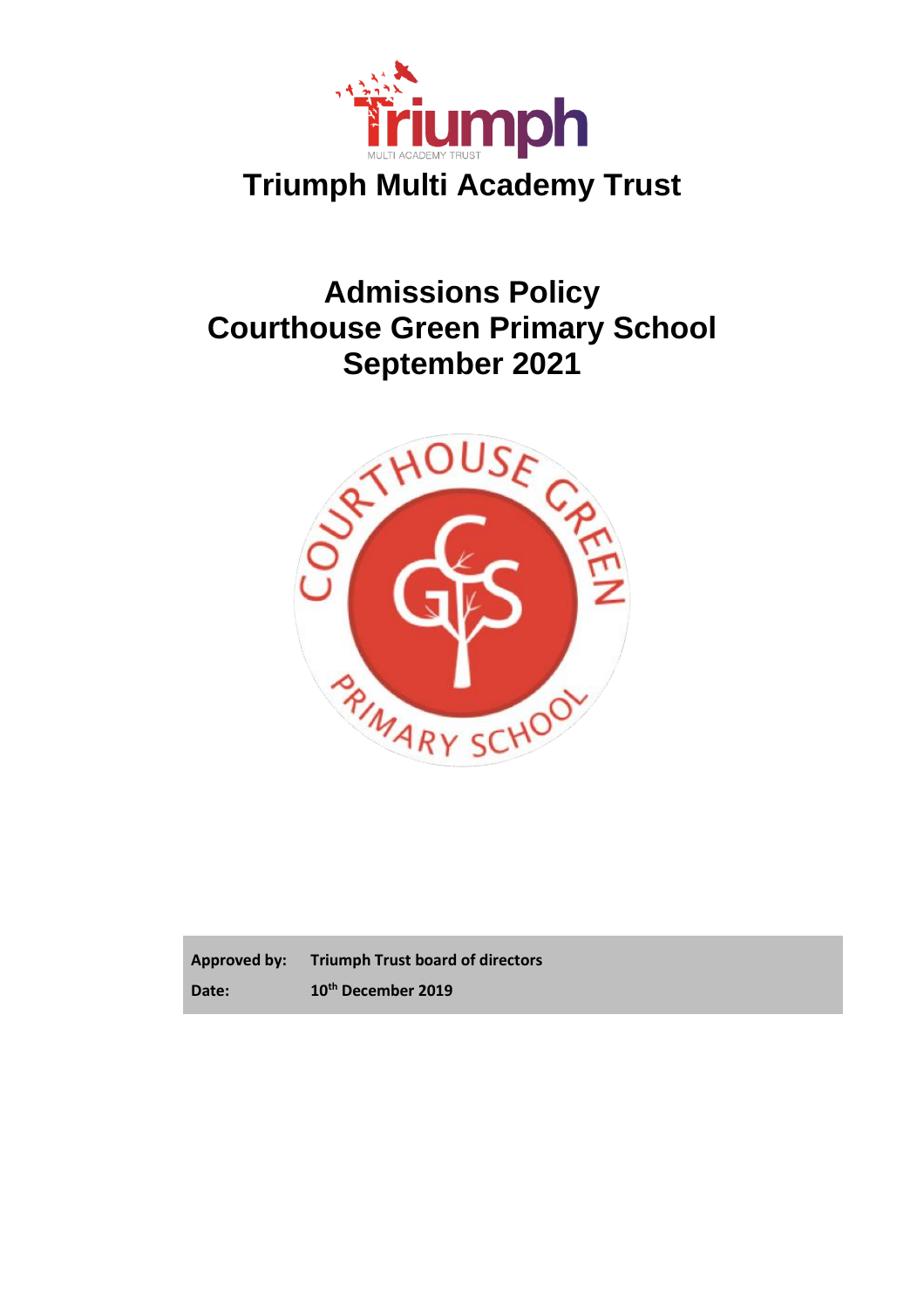# Triumph Multi Academy Trust

# Admissions Policy
# Courthouse Green Primary School
# September 2021

| | |
|---|---|
| **Approved by:** | **Triumph Trust board of directors** |
| **Date:** | **10th December 2019** |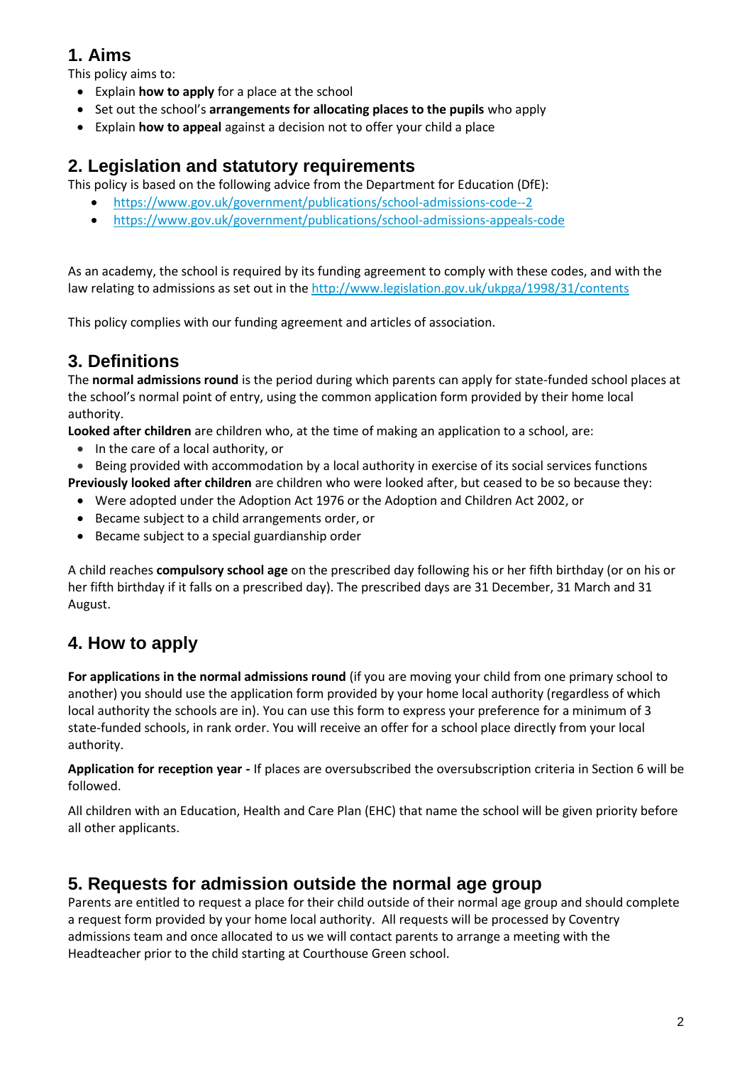## 1. Aims

This policy aims to:

- Explain **how to apply** for a place at the school
- Set out the school's **arrangements for allocating places to the pupils** who apply
- Explain **how to appeal** against a decision not to offer your child a place

## 2. Legislation and statutory requirements

This policy is based on the following advice from the Department for Education (DfE):

- https://www.gov.uk/government/publications/school-admissions-code--2
- https://www.gov.uk/government/publications/school-admissions-appeals-code

As an academy, the school is required by its funding agreement to comply with these codes, and with the law relating to admissions as set out in the http://www.legislation.gov.uk/ukpga/1998/31/contents

This policy complies with our funding agreement and articles of association.

## 3. Definitions

The **normal admissions round** is the period during which parents can apply for state-funded school places at the school's normal point of entry, using the common application form provided by their home local authority.

**Looked after children** are children who, at the time of making an application to a school, are:

- In the care of a local authority, or
- Being provided with accommodation by a local authority in exercise of its social services functions

**Previously looked after children** are children who were looked after, but ceased to be so because they:

- Were adopted under the Adoption Act 1976 or the Adoption and Children Act 2002, or
- Became subject to a child arrangements order, or
- Became subject to a special guardianship order

A child reaches **compulsory school age** on the prescribed day following his or her fifth birthday (or on his or her fifth birthday if it falls on a prescribed day). The prescribed days are 31 December, 31 March and 31 August.

## 4. How to apply

**For applications in the normal admissions round** (if you are moving your child from one primary school to another) you should use the application form provided by your home local authority (regardless of which local authority the schools are in). You can use this form to express your preference for a minimum of 3 state-funded schools, in rank order. You will receive an offer for a school place directly from your local authority.

**Application for reception year -** If places are oversubscribed the oversubscription criteria in Section 6 will be followed.

All children with an Education, Health and Care Plan (EHC) that name the school will be given priority before all other applicants.

## 5. Requests for admission outside the normal age group

Parents are entitled to request a place for their child outside of their normal age group and should complete a request form provided by your home local authority. All requests will be processed by Coventry admissions team and once allocated to us we will contact parents to arrange a meeting with the Headteacher prior to the child starting at Courthouse Green school.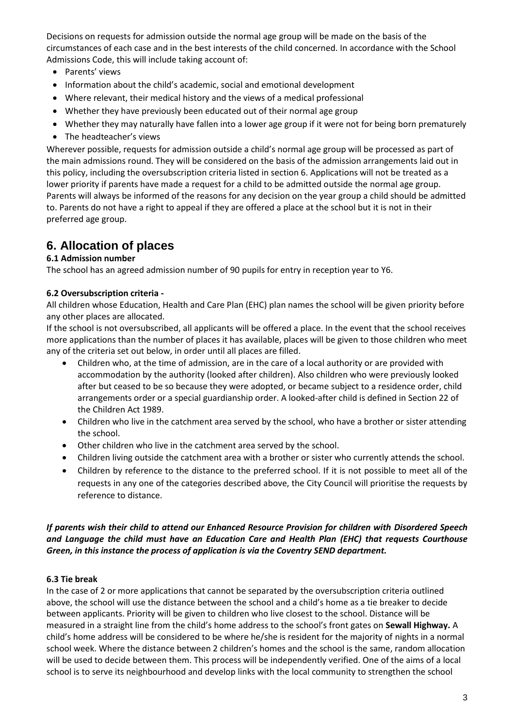Decisions on requests for admission outside the normal age group will be made on the basis of the circumstances of each case and in the best interests of the child concerned. In accordance with the School Admissions Code, this will include taking account of:

- Parents' views
- Information about the child's academic, social and emotional development
- Where relevant, their medical history and the views of a medical professional
- Whether they have previously been educated out of their normal age group
- Whether they may naturally have fallen into a lower age group if it were not for being born prematurely
- The headteacher's views

Wherever possible, requests for admission outside a child's normal age group will be processed as part of the main admissions round. They will be considered on the basis of the admission arrangements laid out in this policy, including the oversubscription criteria listed in section 6. Applications will not be treated as a lower priority if parents have made a request for a child to be admitted outside the normal age group. Parents will always be informed of the reasons for any decision on the year group a child should be admitted to. Parents do not have a right to appeal if they are offered a place at the school but it is not in their preferred age group.

# 6. Allocation of places

### 6.1 Admission number

The school has an agreed admission number of 90 pupils for entry in reception year to Y6.

### 6.2 Oversubscription criteria -

All children whose Education, Health and Care Plan (EHC) plan names the school will be given priority before any other places are allocated.

If the school is not oversubscribed, all applicants will be offered a place. In the event that the school receives more applications than the number of places it has available, places will be given to those children who meet any of the criteria set out below, in order until all places are filled.

- Children who, at the time of admission, are in the care of a local authority or are provided with accommodation by the authority (looked after children). Also children who were previously looked after but ceased to be so because they were adopted, or became subject to a residence order, child arrangements order or a special guardianship order. A looked-after child is defined in Section 22 of the Children Act 1989.
- Children who live in the catchment area served by the school, who have a brother or sister attending the school.
- Other children who live in the catchment area served by the school.
- Children living outside the catchment area with a brother or sister who currently attends the school.
- Children by reference to the distance to the preferred school. If it is not possible to meet all of the requests in any one of the categories described above, the City Council will prioritise the requests by reference to distance.

***If parents wish their child to attend our Enhanced Resource Provision for children with Disordered Speech and Language the child must have an Education Care and Health Plan (EHC) that requests Courthouse Green, in this instance the process of application is via the Coventry SEND department.***

### 6.3 Tie break

In the case of 2 or more applications that cannot be separated by the oversubscription criteria outlined above, the school will use the distance between the school and a child's home as a tie breaker to decide between applicants. Priority will be given to children who live closest to the school. Distance will be measured in a straight line from the child's home address to the school's front gates on **Sewall Highway.** A child's home address will be considered to be where he/she is resident for the majority of nights in a normal school week. Where the distance between 2 children's homes and the school is the same, random allocation will be used to decide between them. This process will be independently verified. One of the aims of a local school is to serve its neighbourhood and develop links with the local community to strengthen the school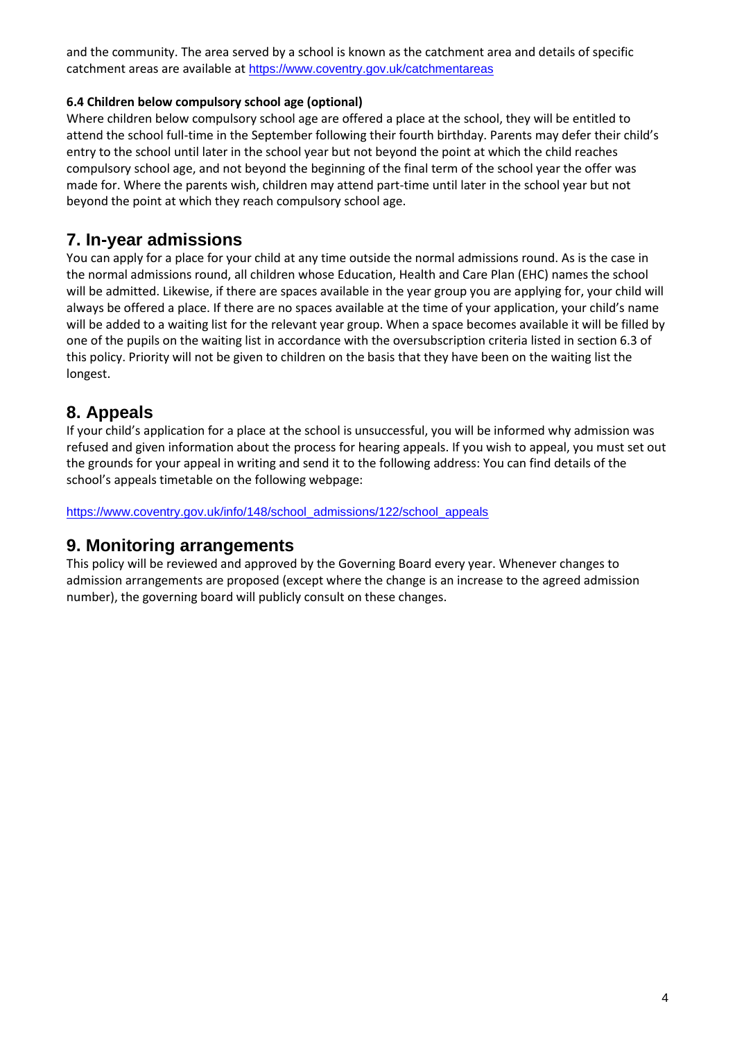and the community. The area served by a school is known as the catchment area and details of specific catchment areas are available at https://www.coventry.gov.uk/catchmentareas

**6.4 Children below compulsory school age (optional)**

Where children below compulsory school age are offered a place at the school, they will be entitled to attend the school full-time in the September following their fourth birthday. Parents may defer their child's entry to the school until later in the school year but not beyond the point at which the child reaches compulsory school age, and not beyond the beginning of the final term of the school year the offer was made for. Where the parents wish, children may attend part-time until later in the school year but not beyond the point at which they reach compulsory school age.

## 7. In-year admissions

You can apply for a place for your child at any time outside the normal admissions round. As is the case in the normal admissions round, all children whose Education, Health and Care Plan (EHC) names the school will be admitted. Likewise, if there are spaces available in the year group you are applying for, your child will always be offered a place. If there are no spaces available at the time of your application, your child's name will be added to a waiting list for the relevant year group. When a space becomes available it will be filled by one of the pupils on the waiting list in accordance with the oversubscription criteria listed in section 6.3 of this policy. Priority will not be given to children on the basis that they have been on the waiting list the longest.

## 8. Appeals

If your child's application for a place at the school is unsuccessful, you will be informed why admission was refused and given information about the process for hearing appeals. If you wish to appeal, you must set out the grounds for your appeal in writing and send it to the following address: You can find details of the school's appeals timetable on the following webpage:

https://www.coventry.gov.uk/info/148/school_admissions/122/school_appeals

## 9. Monitoring arrangements

This policy will be reviewed and approved by the Governing Board every year. Whenever changes to admission arrangements are proposed (except where the change is an increase to the agreed admission number), the governing board will publicly consult on these changes.